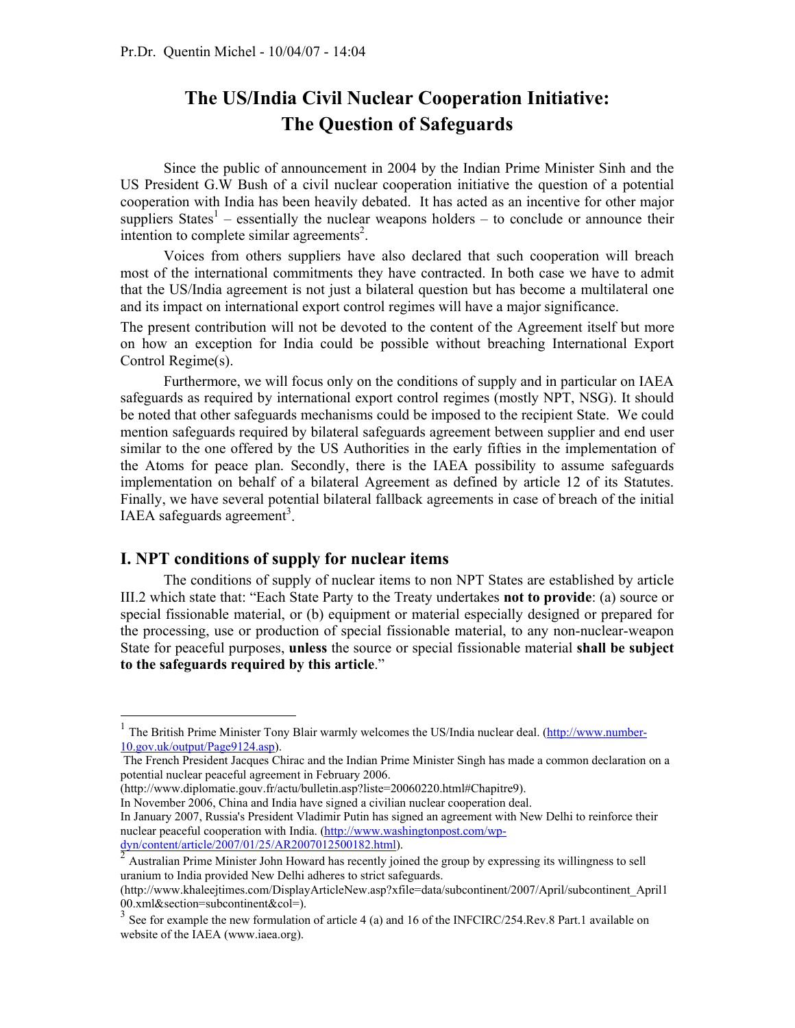Pr.Dr. Quentin Michel - 10/04/07 - 14:04

# The US/India Civil Nuclear Cooperation Initiative: The Question of Safeguards

Since the public of announcement in 2004 by the Indian Prime Minister Sinh and the US President G.W Bush of a civil nuclear cooperation initiative the question of a potential cooperation with India has been heavily debated. It has acted as an incentive for other major suppliers States[1] – essentially the nuclear weapons holders – to conclude or announce their intention to complete similar agreements[2].

Voices from others suppliers have also declared that such cooperation will breach most of the international commitments they have contracted. In both case we have to admit that the US/India agreement is not just a bilateral question but has become a multilateral one and its impact on international export control regimes will have a major significance.

The present contribution will not be devoted to the content of the Agreement itself but more on how an exception for India could be possible without breaching International Export Control Regime(s).

Furthermore, we will focus only on the conditions of supply and in particular on IAEA safeguards as required by international export control regimes (mostly NPT, NSG). It should be noted that other safeguards mechanisms could be imposed to the recipient State. We could mention safeguards required by bilateral safeguards agreement between supplier and end user similar to the one offered by the US Authorities in the early fifties in the implementation of the Atoms for peace plan. Secondly, there is the IAEA possibility to assume safeguards implementation on behalf of a bilateral Agreement as defined by article 12 of its Statutes. Finally, we have several potential bilateral fallback agreements in case of breach of the initial IAEA safeguards agreement[3].

## I. NPT conditions of supply for nuclear items

The conditions of supply of nuclear items to non NPT States are established by article III.2 which state that: "Each State Party to the Treaty undertakes **not to provide**: (a) source or special fissionable material, or (b) equipment or material especially designed or prepared for the processing, use or production of special fissionable material, to any non-nuclear-weapon State for peaceful purposes, **unless** the source or special fissionable material **shall be subject to the safeguards required by this article**."

---

[1] The British Prime Minister Tony Blair warmly welcomes the US/India nuclear deal. (http://www.number-10.gov.uk/output/Page9124.asp).

The French President Jacques Chirac and the Indian Prime Minister Singh has made a common declaration on a potential nuclear peaceful agreement in February 2006.
(http://www.diplomatie.gouv.fr/actu/bulletin.asp?liste=20060220.html#Chapitre9).

In November 2006, China and India have signed a civilian nuclear cooperation deal.

In January 2007, Russia's President Vladimir Putin has signed an agreement with New Delhi to reinforce their nuclear peaceful cooperation with India. (http://www.washingtonpost.com/wp-dyn/content/article/2007/01/25/AR2007012500182.html).

[2] Australian Prime Minister John Howard has recently joined the group by expressing its willingness to sell uranium to India provided New Delhi adheres to strict safeguards.
(http://www.khaleejtimes.com/DisplayArticleNew.asp?xfile=data/subcontinent/2007/April/subcontinent_April100.xml&section=subcontinent&col=).

[3] See for example the new formulation of article 4 (a) and 16 of the INFCIRC/254.Rev.8 Part.1 available on website of the IAEA (www.iaea.org).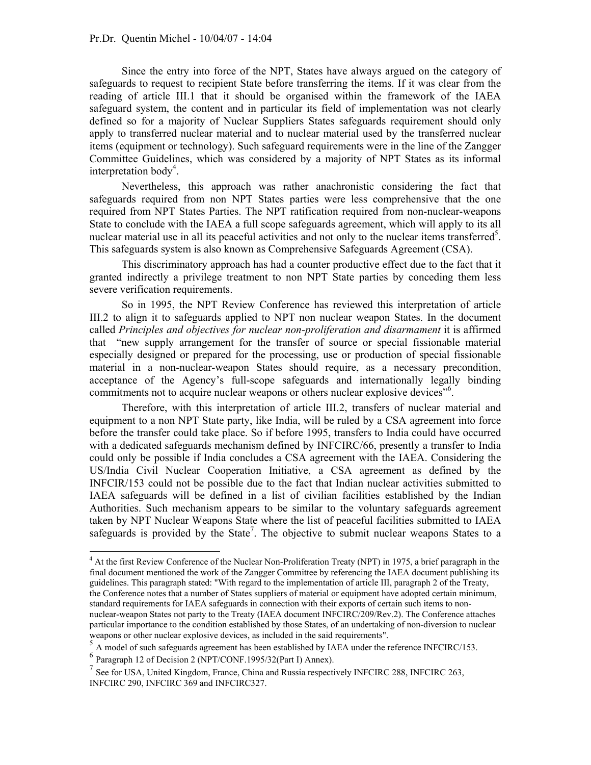Since the entry into force of the NPT, States have always argued on the category of safeguards to request to recipient State before transferring the items. If it was clear from the reading of article III.1 that it should be organised within the framework of the IAEA safeguard system, the content and in particular its field of implementation was not clearly defined so for a majority of Nuclear Suppliers States safeguards requirement should only apply to transferred nuclear material and to nuclear material used by the transferred nuclear items (equipment or technology). Such safeguard requirements were in the line of the Zangger Committee Guidelines, which was considered by a majority of NPT States as its informal interpretation body[4].

Nevertheless, this approach was rather anachronistic considering the fact that safeguards required from non NPT States parties were less comprehensive that the one required from NPT States Parties. The NPT ratification required from non-nuclear-weapons State to conclude with the IAEA a full scope safeguards agreement, which will apply to its all nuclear material use in all its peaceful activities and not only to the nuclear items transferred[5]. This safeguards system is also known as Comprehensive Safeguards Agreement (CSA).

This discriminatory approach has had a counter productive effect due to the fact that it granted indirectly a privilege treatment to non NPT State parties by conceding them less severe verification requirements.

So in 1995, the NPT Review Conference has reviewed this interpretation of article III.2 to align it to safeguards applied to NPT non nuclear weapon States. In the document called *Principles and objectives for nuclear non-proliferation and disarmament* it is affirmed that "new supply arrangement for the transfer of source or special fissionable material especially designed or prepared for the processing, use or production of special fissionable material in a non-nuclear-weapon States should require, as a necessary precondition, acceptance of the Agency's full-scope safeguards and internationally legally binding commitments not to acquire nuclear weapons or others nuclear explosive devices"[6].

Therefore, with this interpretation of article III.2, transfers of nuclear material and equipment to a non NPT State party, like India, will be ruled by a CSA agreement into force before the transfer could take place. So if before 1995, transfers to India could have occurred with a dedicated safeguards mechanism defined by INFCIRC/66, presently a transfer to India could only be possible if India concludes a CSA agreement with the IAEA. Considering the US/India Civil Nuclear Cooperation Initiative, a CSA agreement as defined by the INFCIR/153 could not be possible due to the fact that Indian nuclear activities submitted to IAEA safeguards will be defined in a list of civilian facilities established by the Indian Authorities. Such mechanism appears to be similar to the voluntary safeguards agreement taken by NPT Nuclear Weapons State where the list of peaceful facilities submitted to IAEA safeguards is provided by the State[7]. The objective to submit nuclear weapons States to a

---

[4] At the first Review Conference of the Nuclear Non-Proliferation Treaty (NPT) in 1975, a brief paragraph in the final document mentioned the work of the Zangger Committee by referencing the IAEA document publishing its guidelines. This paragraph stated: "With regard to the implementation of article III, paragraph 2 of the Treaty, the Conference notes that a number of States suppliers of material or equipment have adopted certain minimum, standard requirements for IAEA safeguards in connection with their exports of certain such items to non-nuclear-weapon States not party to the Treaty (IAEA document INFCIRC/209/Rev.2). The Conference attaches particular importance to the condition established by those States, of an undertaking of non-diversion to nuclear weapons or other nuclear explosive devices, as included in the said requirements".

[5] A model of such safeguards agreement has been established by IAEA under the reference INFCIRC/153.

[6] Paragraph 12 of Decision 2 (NPT/CONF.1995/32(Part I) Annex).

[7] See for USA, United Kingdom, France, China and Russia respectively INFCIRC 288, INFCIRC 263, INFCIRC 290, INFCIRC 369 and INFCIRC327.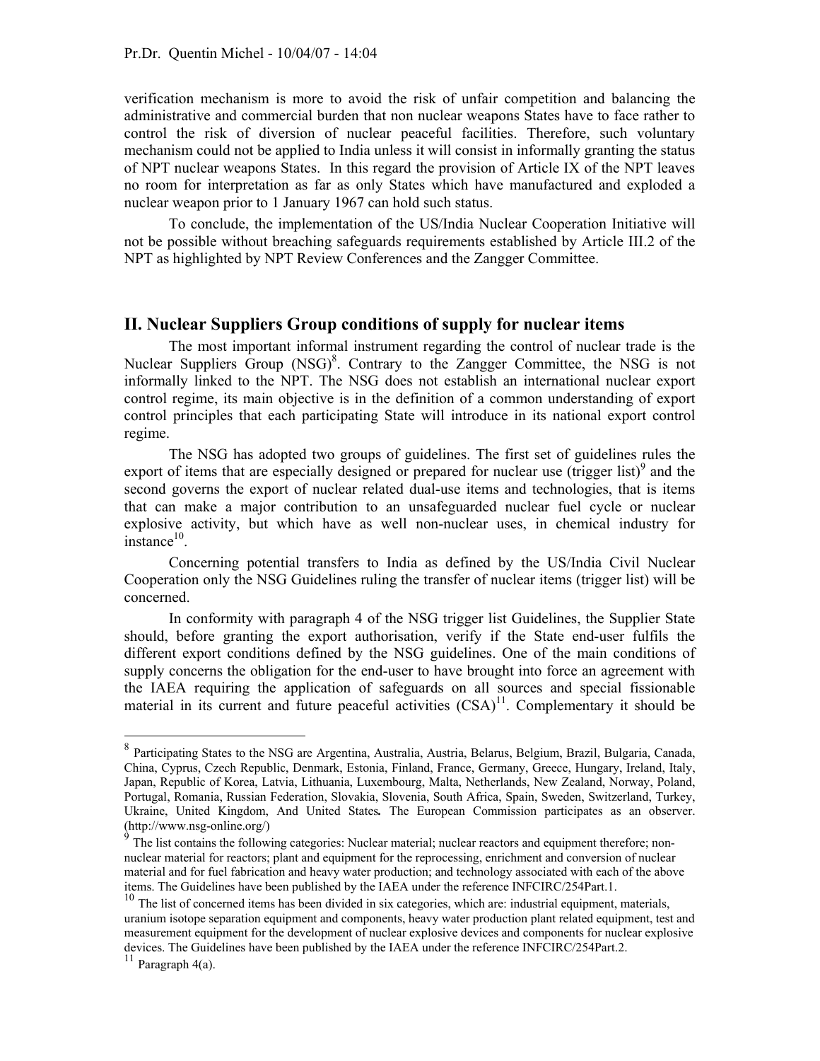verification mechanism is more to avoid the risk of unfair competition and balancing the administrative and commercial burden that non nuclear weapons States have to face rather to control the risk of diversion of nuclear peaceful facilities. Therefore, such voluntary mechanism could not be applied to India unless it will consist in informally granting the status of NPT nuclear weapons States. In this regard the provision of Article IX of the NPT leaves no room for interpretation as far as only States which have manufactured and exploded a nuclear weapon prior to 1 January 1967 can hold such status.

To conclude, the implementation of the US/India Nuclear Cooperation Initiative will not be possible without breaching safeguards requirements established by Article III.2 of the NPT as highlighted by NPT Review Conferences and the Zangger Committee.

## II. Nuclear Suppliers Group conditions of supply for nuclear items

The most important informal instrument regarding the control of nuclear trade is the Nuclear Suppliers Group (NSG)[8]. Contrary to the Zangger Committee, the NSG is not informally linked to the NPT. The NSG does not establish an international nuclear export control regime, its main objective is in the definition of a common understanding of export control principles that each participating State will introduce in its national export control regime.

The NSG has adopted two groups of guidelines. The first set of guidelines rules the export of items that are especially designed or prepared for nuclear use (trigger list)[9] and the second governs the export of nuclear related dual-use items and technologies, that is items that can make a major contribution to an unsafeguarded nuclear fuel cycle or nuclear explosive activity, but which have as well non-nuclear uses, in chemical industry for instance[10].

Concerning potential transfers to India as defined by the US/India Civil Nuclear Cooperation only the NSG Guidelines ruling the transfer of nuclear items (trigger list) will be concerned.

In conformity with paragraph 4 of the NSG trigger list Guidelines, the Supplier State should, before granting the export authorisation, verify if the State end-user fulfils the different export conditions defined by the NSG guidelines. One of the main conditions of supply concerns the obligation for the end-user to have brought into force an agreement with the IAEA requiring the application of safeguards on all sources and special fissionable material in its current and future peaceful activities (CSA)[11]. Complementary it should be

---

[8] Participating States to the NSG are Argentina, Australia, Austria, Belarus, Belgium, Brazil, Bulgaria, Canada, China, Cyprus, Czech Republic, Denmark, Estonia, Finland, France, Germany, Greece, Hungary, Ireland, Italy, Japan, Republic of Korea, Latvia, Lithuania, Luxembourg, Malta, Netherlands, New Zealand, Norway, Poland, Portugal, Romania, Russian Federation, Slovakia, Slovenia, South Africa, Spain, Sweden, Switzerland, Turkey, Ukraine, United Kingdom, And United States**.** The European Commission participates as an observer. (http://www.nsg-online.org/)

[9] The list contains the following categories: Nuclear material; nuclear reactors and equipment therefore; non-nuclear material for reactors; plant and equipment for the reprocessing, enrichment and conversion of nuclear material and for fuel fabrication and heavy water production; and technology associated with each of the above items. The Guidelines have been published by the IAEA under the reference INFCIRC/254Part.1.

[10] The list of concerned items has been divided in six categories, which are: industrial equipment, materials, uranium isotope separation equipment and components, heavy water production plant related equipment, test and measurement equipment for the development of nuclear explosive devices and components for nuclear explosive devices. The Guidelines have been published by the IAEA under the reference INFCIRC/254Part.2.

[11] Paragraph 4(a).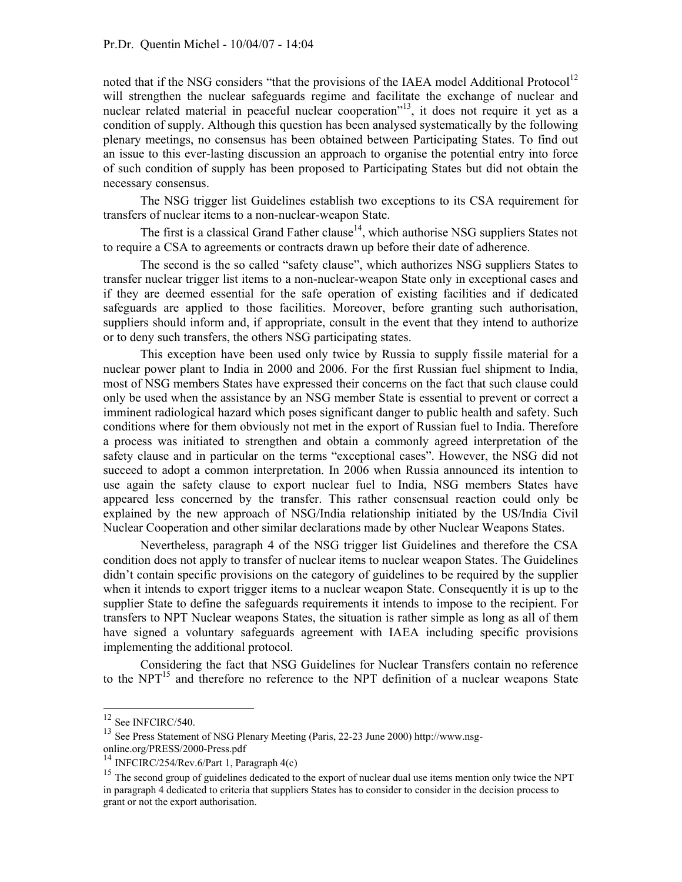noted that if the NSG considers "that the provisions of the IAEA model Additional Protocol[12] will strengthen the nuclear safeguards regime and facilitate the exchange of nuclear and nuclear related material in peaceful nuclear cooperation"[13], it does not require it yet as a condition of supply. Although this question has been analysed systematically by the following plenary meetings, no consensus has been obtained between Participating States. To find out an issue to this ever-lasting discussion an approach to organise the potential entry into force of such condition of supply has been proposed to Participating States but did not obtain the necessary consensus.

The NSG trigger list Guidelines establish two exceptions to its CSA requirement for transfers of nuclear items to a non-nuclear-weapon State.

The first is a classical Grand Father clause[14], which authorise NSG suppliers States not to require a CSA to agreements or contracts drawn up before their date of adherence.

The second is the so called "safety clause", which authorizes NSG suppliers States to transfer nuclear trigger list items to a non-nuclear-weapon State only in exceptional cases and if they are deemed essential for the safe operation of existing facilities and if dedicated safeguards are applied to those facilities. Moreover, before granting such authorisation, suppliers should inform and, if appropriate, consult in the event that they intend to authorize or to deny such transfers, the others NSG participating states.

This exception have been used only twice by Russia to supply fissile material for a nuclear power plant to India in 2000 and 2006. For the first Russian fuel shipment to India, most of NSG members States have expressed their concerns on the fact that such clause could only be used when the assistance by an NSG member State is essential to prevent or correct a imminent radiological hazard which poses significant danger to public health and safety. Such conditions where for them obviously not met in the export of Russian fuel to India. Therefore a process was initiated to strengthen and obtain a commonly agreed interpretation of the safety clause and in particular on the terms "exceptional cases". However, the NSG did not succeed to adopt a common interpretation. In 2006 when Russia announced its intention to use again the safety clause to export nuclear fuel to India, NSG members States have appeared less concerned by the transfer. This rather consensual reaction could only be explained by the new approach of NSG/India relationship initiated by the US/India Civil Nuclear Cooperation and other similar declarations made by other Nuclear Weapons States.

Nevertheless, paragraph 4 of the NSG trigger list Guidelines and therefore the CSA condition does not apply to transfer of nuclear items to nuclear weapon States. The Guidelines didn't contain specific provisions on the category of guidelines to be required by the supplier when it intends to export trigger items to a nuclear weapon State. Consequently it is up to the supplier State to define the safeguards requirements it intends to impose to the recipient. For transfers to NPT Nuclear weapons States, the situation is rather simple as long as all of them have signed a voluntary safeguards agreement with IAEA including specific provisions implementing the additional protocol.

Considering the fact that NSG Guidelines for Nuclear Transfers contain no reference to the NPT[15] and therefore no reference to the NPT definition of a nuclear weapons State

---

[12] See INFCIRC/540.

[13] See Press Statement of NSG Plenary Meeting (Paris, 22-23 June 2000) http://www.nsg-online.org/PRESS/2000-Press.pdf

[14] INFCIRC/254/Rev.6/Part 1, Paragraph 4(c)

[15] The second group of guidelines dedicated to the export of nuclear dual use items mention only twice the NPT in paragraph 4 dedicated to criteria that suppliers States has to consider to consider in the decision process to grant or not the export authorisation.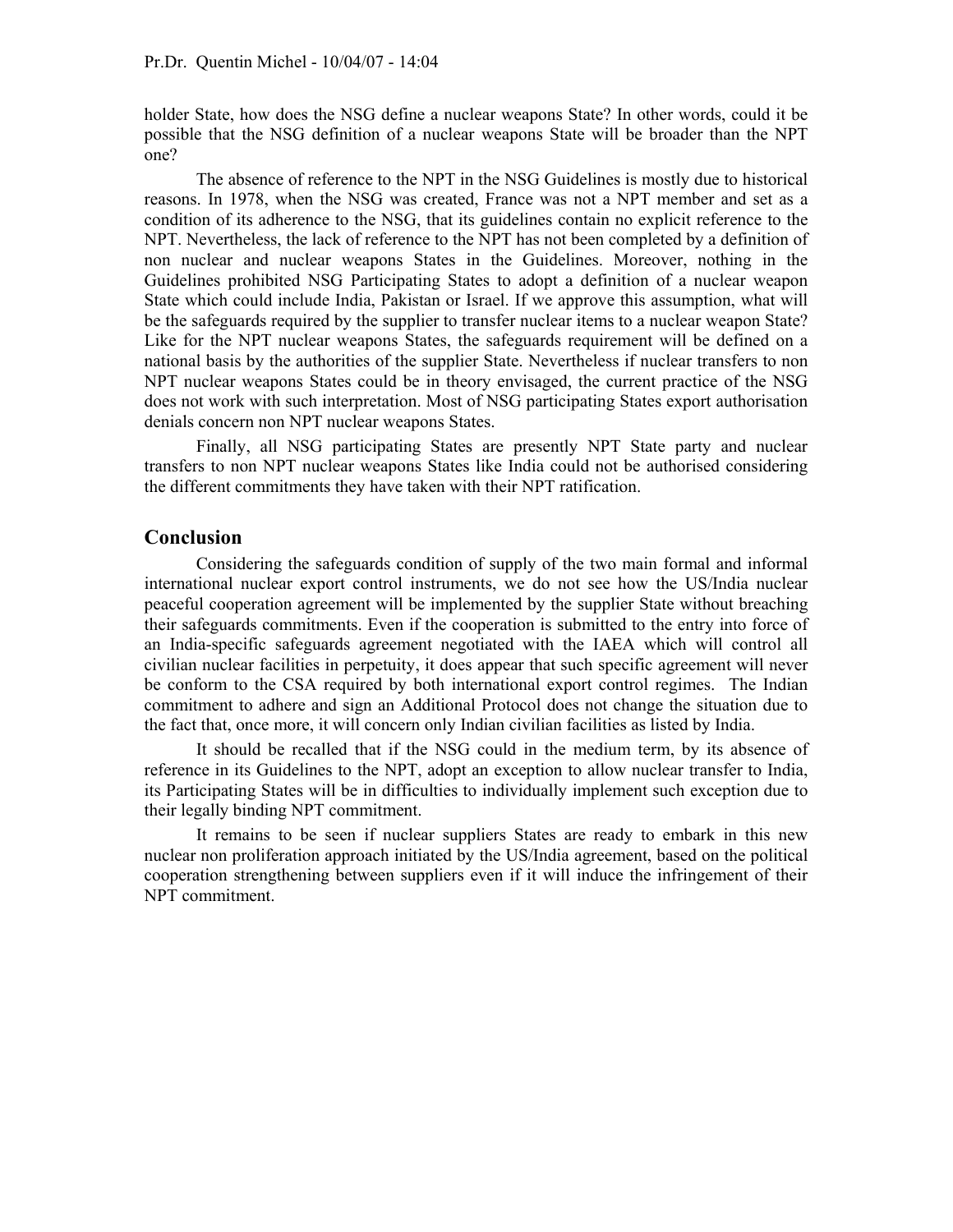holder State, how does the NSG define a nuclear weapons State? In other words, could it be possible that the NSG definition of a nuclear weapons State will be broader than the NPT one?

The absence of reference to the NPT in the NSG Guidelines is mostly due to historical reasons. In 1978, when the NSG was created, France was not a NPT member and set as a condition of its adherence to the NSG, that its guidelines contain no explicit reference to the NPT. Nevertheless, the lack of reference to the NPT has not been completed by a definition of non nuclear and nuclear weapons States in the Guidelines. Moreover, nothing in the Guidelines prohibited NSG Participating States to adopt a definition of a nuclear weapon State which could include India, Pakistan or Israel. If we approve this assumption, what will be the safeguards required by the supplier to transfer nuclear items to a nuclear weapon State? Like for the NPT nuclear weapons States, the safeguards requirement will be defined on a national basis by the authorities of the supplier State. Nevertheless if nuclear transfers to non NPT nuclear weapons States could be in theory envisaged, the current practice of the NSG does not work with such interpretation. Most of NSG participating States export authorisation denials concern non NPT nuclear weapons States.

Finally, all NSG participating States are presently NPT State party and nuclear transfers to non NPT nuclear weapons States like India could not be authorised considering the different commitments they have taken with their NPT ratification.

## Conclusion

Considering the safeguards condition of supply of the two main formal and informal international nuclear export control instruments, we do not see how the US/India nuclear peaceful cooperation agreement will be implemented by the supplier State without breaching their safeguards commitments. Even if the cooperation is submitted to the entry into force of an India-specific safeguards agreement negotiated with the IAEA which will control all civilian nuclear facilities in perpetuity, it does appear that such specific agreement will never be conform to the CSA required by both international export control regimes. The Indian commitment to adhere and sign an Additional Protocol does not change the situation due to the fact that, once more, it will concern only Indian civilian facilities as listed by India.

It should be recalled that if the NSG could in the medium term, by its absence of reference in its Guidelines to the NPT, adopt an exception to allow nuclear transfer to India, its Participating States will be in difficulties to individually implement such exception due to their legally binding NPT commitment.

It remains to be seen if nuclear suppliers States are ready to embark in this new nuclear non proliferation approach initiated by the US/India agreement, based on the political cooperation strengthening between suppliers even if it will induce the infringement of their NPT commitment.